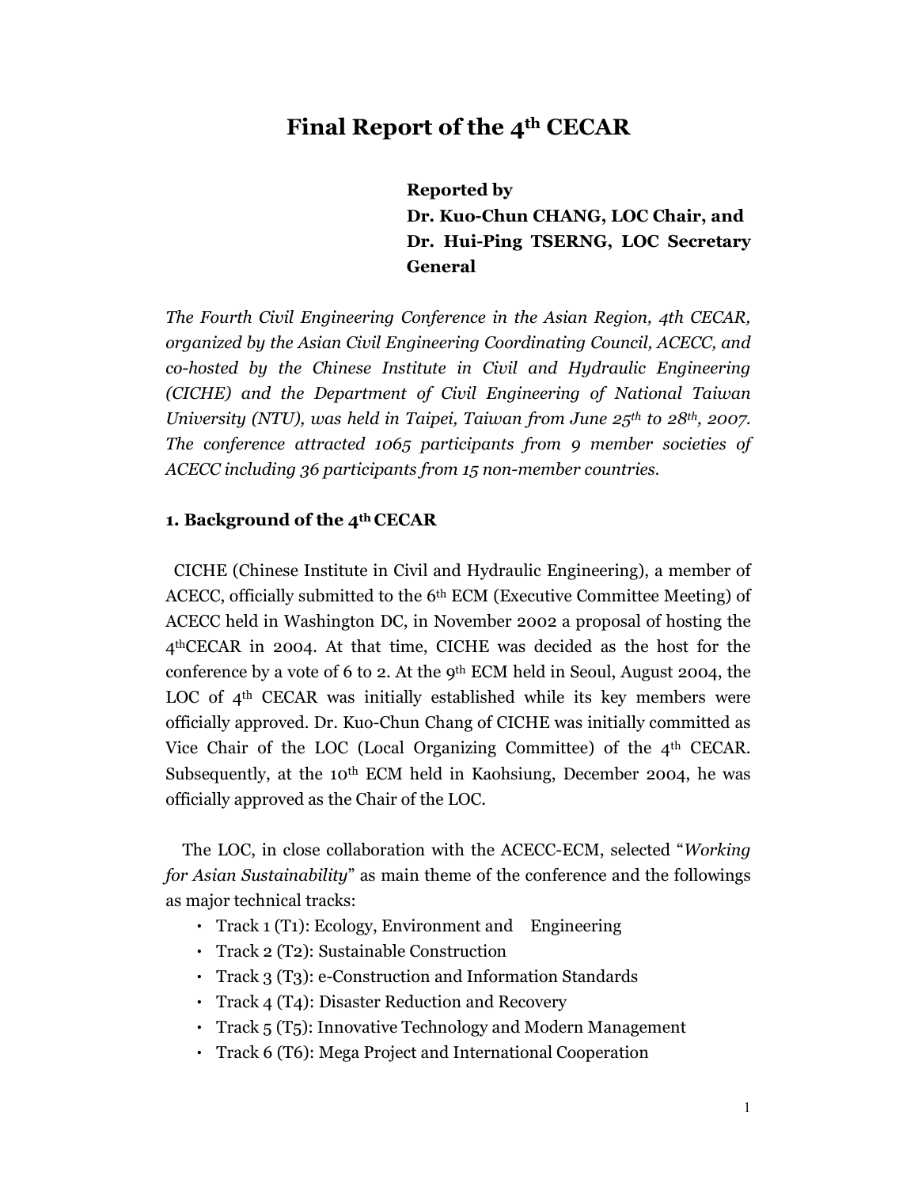# Final Report of the 4th CECAR

**Reported by**
**Dr. Kuo-Chun CHANG, LOC Chair, and**
**Dr. Hui-Ping TSERNG, LOC Secretary General**

*The Fourth Civil Engineering Conference in the Asian Region, 4th CECAR, organized by the Asian Civil Engineering Coordinating Council, ACECC, and co-hosted by the Chinese Institute in Civil and Hydraulic Engineering (CICHE) and the Department of Civil Engineering of National Taiwan University (NTU), was held in Taipei, Taiwan from June 25th to 28th, 2007. The conference attracted 1065 participants from 9 member societies of ACECC including 36 participants from 15 non-member countries.*

## 1. Background of the 4th CECAR

CICHE (Chinese Institute in Civil and Hydraulic Engineering), a member of ACECC, officially submitted to the 6th ECM (Executive Committee Meeting) of ACECC held in Washington DC, in November 2002 a proposal of hosting the 4thCECAR in 2004. At that time, CICHE was decided as the host for the conference by a vote of 6 to 2. At the 9th ECM held in Seoul, August 2004, the LOC of 4th CECAR was initially established while its key members were officially approved. Dr. Kuo-Chun Chang of CICHE was initially committed as Vice Chair of the LOC (Local Organizing Committee) of the 4th CECAR. Subsequently, at the 10th ECM held in Kaohsiung, December 2004, he was officially approved as the Chair of the LOC.

The LOC, in close collaboration with the ACECC-ECM, selected "*Working for Asian Sustainability*" as main theme of the conference and the followings as major technical tracks:

- Track 1 (T1): Ecology, Environment and Engineering
- Track 2 (T2): Sustainable Construction
- Track 3 (T3): e-Construction and Information Standards
- Track 4 (T4): Disaster Reduction and Recovery
- Track 5 (T5): Innovative Technology and Modern Management
- Track 6 (T6): Mega Project and International Cooperation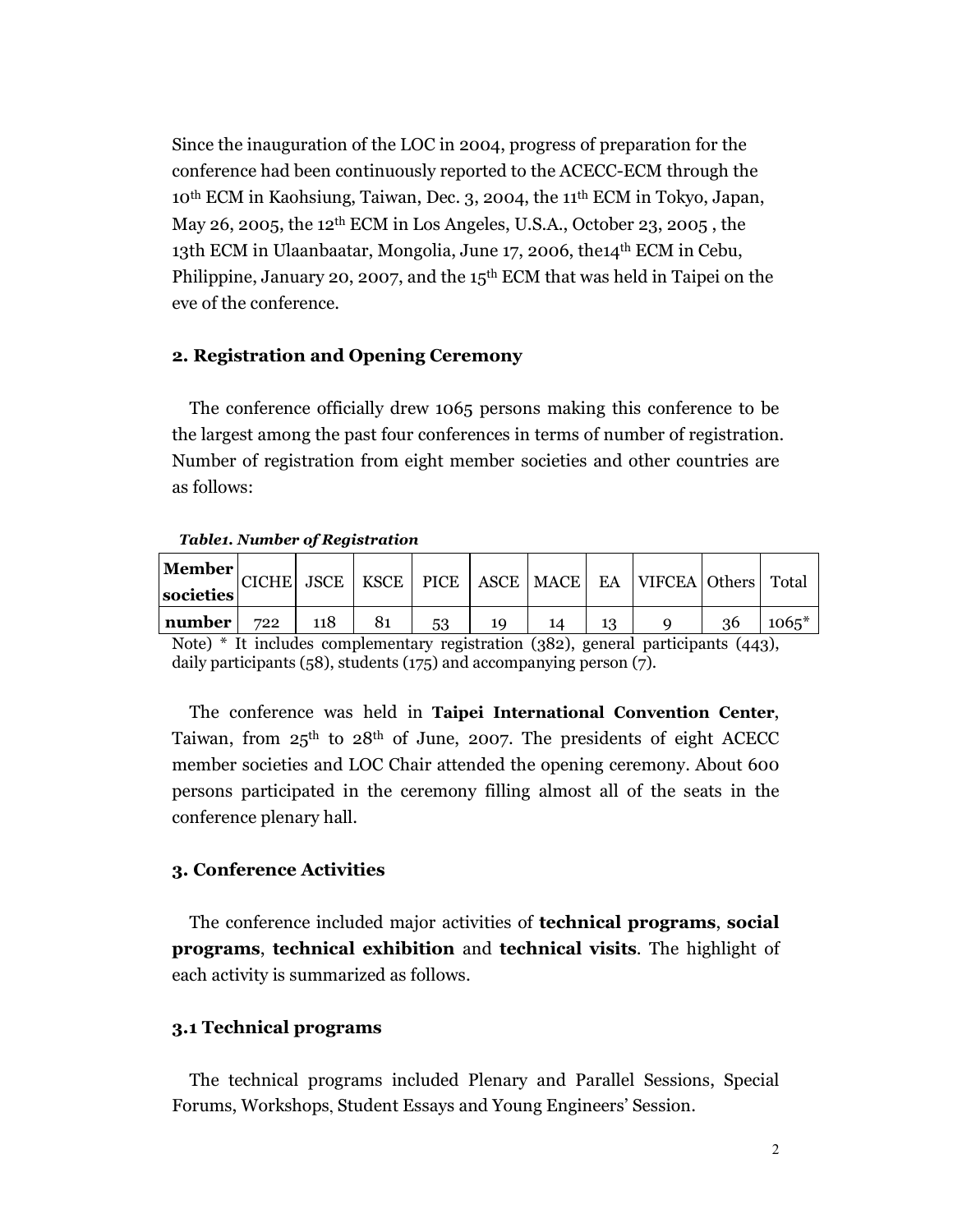Since the inauguration of the LOC in 2004, progress of preparation for the conference had been continuously reported to the ACECC-ECM through the 10th ECM in Kaohsiung, Taiwan, Dec. 3, 2004, the 11th ECM in Tokyo, Japan, May 26, 2005, the 12th ECM in Los Angeles, U.S.A., October 23, 2005 , the 13th ECM in Ulaanbaatar, Mongolia, June 17, 2006, the14th ECM in Cebu, Philippine, January 20, 2007, and the 15th ECM that was held in Taipei on the eve of the conference.

## 2. Registration and Opening Ceremony

The conference officially drew 1065 persons making this conference to be the largest among the past four conferences in terms of number of registration. Number of registration from eight member societies and other countries are as follows:

***Table1. Number of Registration***

| **Member societies** | CICHE | JSCE | KSCE | PICE | ASCE | MACE | EA | VIFCEA | Others | Total |
|---|---|---|---|---|---|---|---|---|---|---|
| **number** | 722 | 118 | 81 | 53 | 19 | 14 | 13 | 9 | 36 | 1065* |

Note) * It includes complementary registration (382), general participants (443), daily participants (58), students (175) and accompanying person (7).

The conference was held in **Taipei International Convention Center**, Taiwan, from 25th to 28th of June, 2007. The presidents of eight ACECC member societies and LOC Chair attended the opening ceremony. About 600 persons participated in the ceremony filling almost all of the seats in the conference plenary hall.

## 3. Conference Activities

The conference included major activities of **technical programs**, **social programs**, **technical exhibition** and **technical visits**. The highlight of each activity is summarized as follows.

### 3.1 Technical programs

The technical programs included Plenary and Parallel Sessions, Special Forums, Workshops, Student Essays and Young Engineers' Session.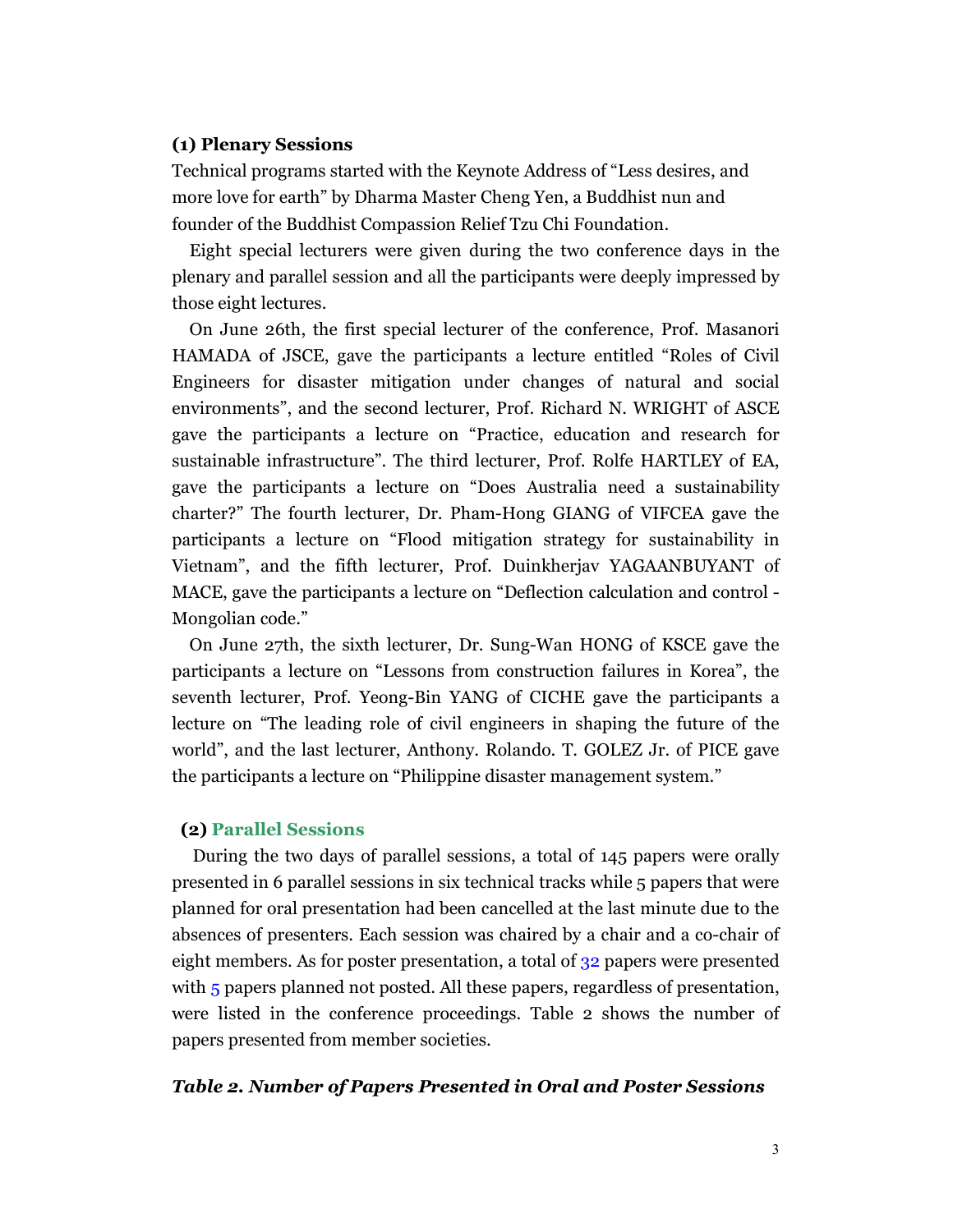### (1) Plenary Sessions

Technical programs started with the Keynote Address of "Less desires, and more love for earth" by Dharma Master Cheng Yen, a Buddhist nun and founder of the Buddhist Compassion Relief Tzu Chi Foundation.

Eight special lecturers were given during the two conference days in the plenary and parallel session and all the participants were deeply impressed by those eight lectures.

On June 26th, the first special lecturer of the conference, Prof. Masanori HAMADA of JSCE, gave the participants a lecture entitled "Roles of Civil Engineers for disaster mitigation under changes of natural and social environments", and the second lecturer, Prof. Richard N. WRIGHT of ASCE gave the participants a lecture on "Practice, education and research for sustainable infrastructure". The third lecturer, Prof. Rolfe HARTLEY of EA, gave the participants a lecture on "Does Australia need a sustainability charter?" The fourth lecturer, Dr. Pham-Hong GIANG of VIFCEA gave the participants a lecture on "Flood mitigation strategy for sustainability in Vietnam", and the fifth lecturer, Prof. Duinkherjav YAGAANBUYANT of MACE, gave the participants a lecture on "Deflection calculation and control - Mongolian code."

On June 27th, the sixth lecturer, Dr. Sung-Wan HONG of KSCE gave the participants a lecture on "Lessons from construction failures in Korea", the seventh lecturer, Prof. Yeong-Bin YANG of CICHE gave the participants a lecture on "The leading role of civil engineers in shaping the future of the world", and the last lecturer, Anthony. Rolando. T. GOLEZ Jr. of PICE gave the participants a lecture on "Philippine disaster management system."

### (2) Parallel Sessions

During the two days of parallel sessions, a total of 145 papers were orally presented in 6 parallel sessions in six technical tracks while 5 papers that were planned for oral presentation had been cancelled at the last minute due to the absences of presenters. Each session was chaired by a chair and a co-chair of eight members. As for poster presentation, a total of 32 papers were presented with 5 papers planned not posted. All these papers, regardless of presentation, were listed in the conference proceedings. Table 2 shows the number of papers presented from member societies.

***Table 2. Number of Papers Presented in Oral and Poster Sessions***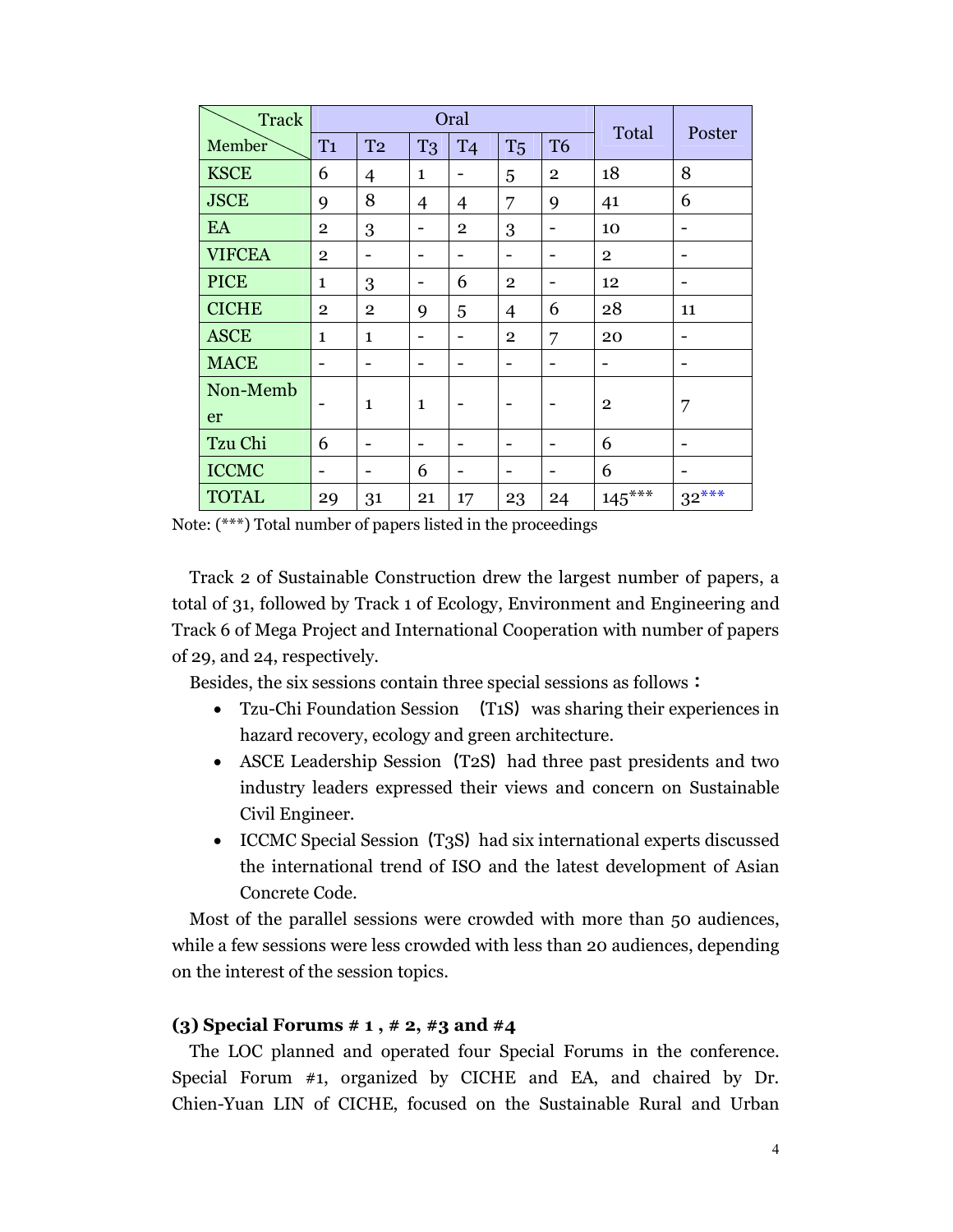| Track / Member | Oral | | | | | | Total | Poster |
|---|---|---|---|---|---|---|---|---|
| | T1 | T2 | T3 | T4 | T5 | T6 | | |
| KSCE | 6 | 4 | 1 | - | 5 | 2 | 18 | 8 |
| JSCE | 9 | 8 | 4 | 4 | 7 | 9 | 41 | 6 |
| EA | 2 | 3 | - | 2 | 3 | - | 10 | - |
| VIFCEA | 2 | - | - | - | - | - | 2 | - |
| PICE | 1 | 3 | - | 6 | 2 | - | 12 | - |
| CICHE | 2 | 2 | 9 | 5 | 4 | 6 | 28 | 11 |
| ASCE | 1 | 1 | - | - | 2 | 7 | 20 | - |
| MACE | - | - | - | - | - | - | - | - |
| Non-Member | - | 1 | 1 | - | - | - | 2 | 7 |
| Tzu Chi | 6 | - | - | - | - | - | 6 | - |
| ICCMC | - | - | 6 | - | - | - | 6 | - |
| TOTAL | 29 | 31 | 21 | 17 | 23 | 24 | 145*** | 32*** |

Note: (***) Total number of papers listed in the proceedings

Track 2 of Sustainable Construction drew the largest number of papers, a total of 31, followed by Track 1 of Ecology, Environment and Engineering and Track 6 of Mega Project and International Cooperation with number of papers of 29, and 24, respectively.

Besides, the six sessions contain three special sessions as follows：

- Tzu-Chi Foundation Session （T1S）was sharing their experiences in hazard recovery, ecology and green architecture.
- ASCE Leadership Session（T2S）had three past presidents and two industry leaders expressed their views and concern on Sustainable Civil Engineer.
- ICCMC Special Session（T3S）had six international experts discussed the international trend of ISO and the latest development of Asian Concrete Code.

Most of the parallel sessions were crowded with more than 50 audiences, while a few sessions were less crowded with less than 20 audiences, depending on the interest of the session topics.

**(3) Special Forums # 1 , # 2, #3 and #4**

The LOC planned and operated four Special Forums in the conference. Special Forum #1, organized by CICHE and EA, and chaired by Dr. Chien-Yuan LIN of CICHE, focused on the Sustainable Rural and Urban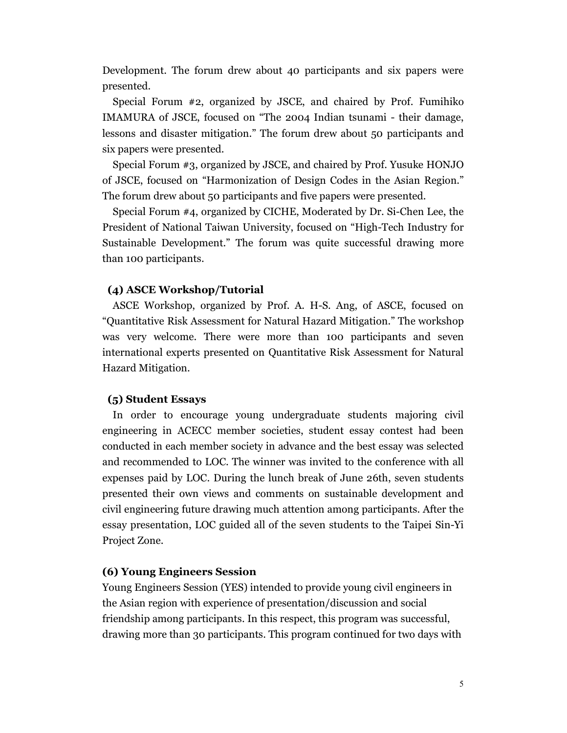Development. The forum drew about 40 participants and six papers were presented.

Special Forum #2, organized by JSCE, and chaired by Prof. Fumihiko IMAMURA of JSCE, focused on "The 2004 Indian tsunami - their damage, lessons and disaster mitigation." The forum drew about 50 participants and six papers were presented.

Special Forum #3, organized by JSCE, and chaired by Prof. Yusuke HONJO of JSCE, focused on "Harmonization of Design Codes in the Asian Region." The forum drew about 50 participants and five papers were presented.

Special Forum #4, organized by CICHE, Moderated by Dr. Si-Chen Lee, the President of National Taiwan University, focused on "High-Tech Industry for Sustainable Development." The forum was quite successful drawing more than 100 participants.

### (4) ASCE Workshop/Tutorial

ASCE Workshop, organized by Prof. A. H-S. Ang, of ASCE, focused on "Quantitative Risk Assessment for Natural Hazard Mitigation." The workshop was very welcome. There were more than 100 participants and seven international experts presented on Quantitative Risk Assessment for Natural Hazard Mitigation.

### (5) Student Essays

In order to encourage young undergraduate students majoring civil engineering in ACECC member societies, student essay contest had been conducted in each member society in advance and the best essay was selected and recommended to LOC. The winner was invited to the conference with all expenses paid by LOC. During the lunch break of June 26th, seven students presented their own views and comments on sustainable development and civil engineering future drawing much attention among participants. After the essay presentation, LOC guided all of the seven students to the Taipei Sin-Yi Project Zone.

### (6) Young Engineers Session

Young Engineers Session (YES) intended to provide young civil engineers in the Asian region with experience of presentation/discussion and social friendship among participants. In this respect, this program was successful, drawing more than 30 participants. This program continued for two days with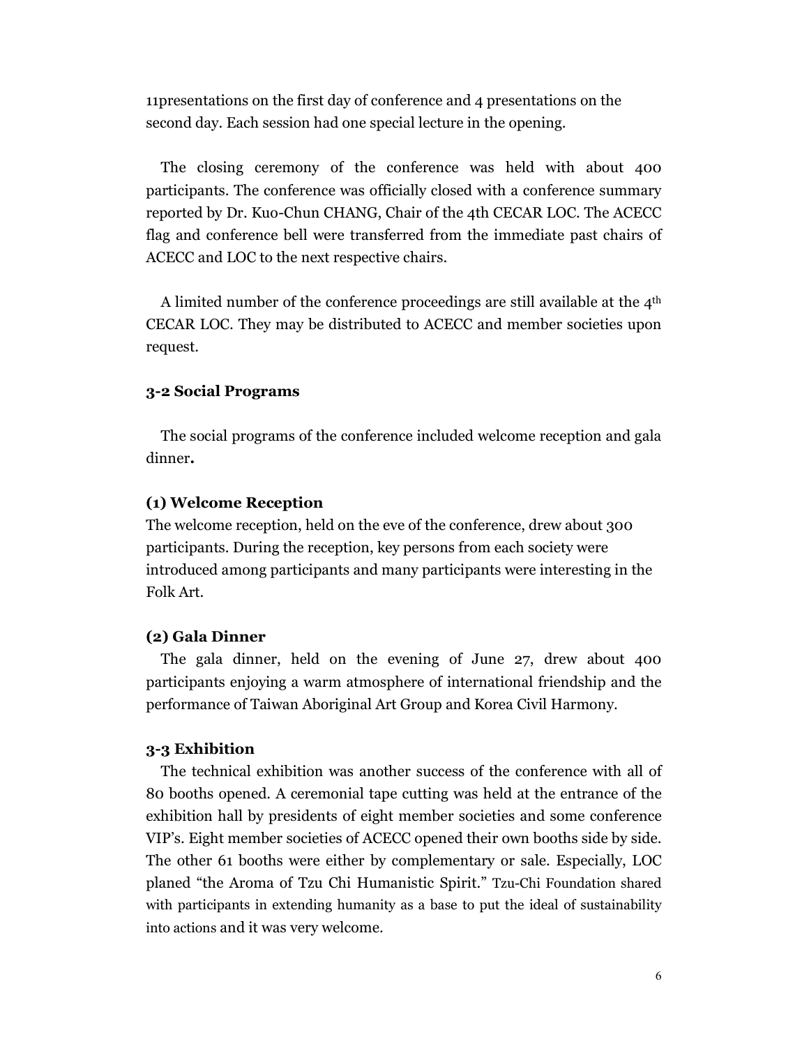11presentations on the first day of conference and 4 presentations on the second day. Each session had one special lecture in the opening.

The closing ceremony of the conference was held with about 400 participants. The conference was officially closed with a conference summary reported by Dr. Kuo-Chun CHANG, Chair of the 4th CECAR LOC. The ACECC flag and conference bell were transferred from the immediate past chairs of ACECC and LOC to the next respective chairs.

A limited number of the conference proceedings are still available at the 4th CECAR LOC. They may be distributed to ACECC and member societies upon request.

### 3-2 Social Programs

The social programs of the conference included welcome reception and gala dinner**.**

#### (1) Welcome Reception

The welcome reception, held on the eve of the conference, drew about 300 participants. During the reception, key persons from each society were introduced among participants and many participants were interesting in the Folk Art.

#### (2) Gala Dinner

The gala dinner, held on the evening of June 27, drew about 400 participants enjoying a warm atmosphere of international friendship and the performance of Taiwan Aboriginal Art Group and Korea Civil Harmony.

### 3-3 Exhibition

The technical exhibition was another success of the conference with all of 80 booths opened. A ceremonial tape cutting was held at the entrance of the exhibition hall by presidents of eight member societies and some conference VIP's. Eight member societies of ACECC opened their own booths side by side. The other 61 booths were either by complementary or sale. Especially, LOC planed "the Aroma of Tzu Chi Humanistic Spirit." Tzu-Chi Foundation shared with participants in extending humanity as a base to put the ideal of sustainability into actions and it was very welcome.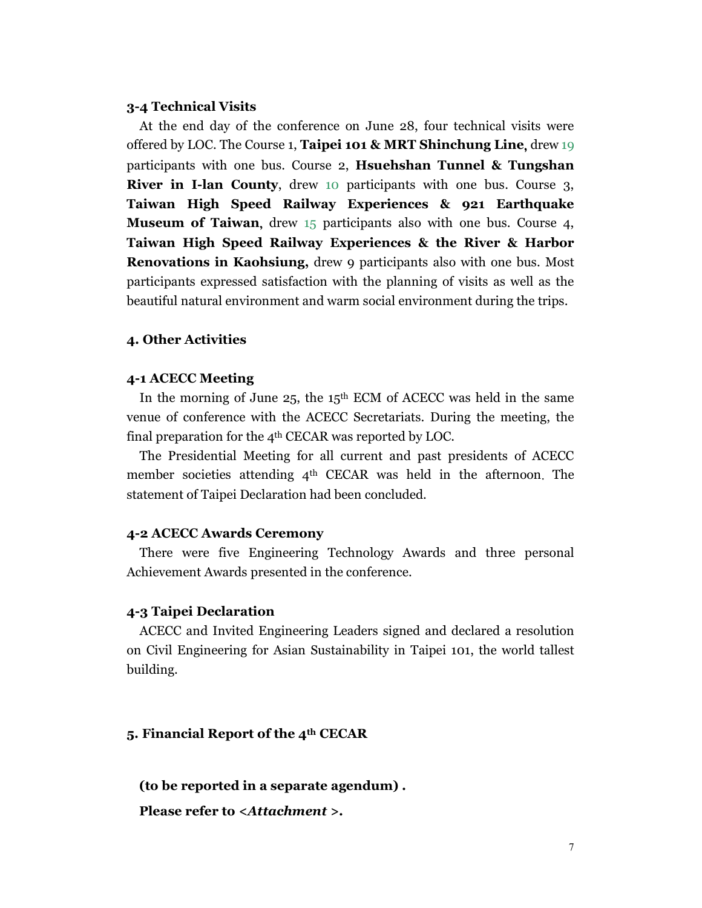### 3-4 Technical Visits

At the end day of the conference on June 28, four technical visits were offered by LOC. The Course 1, **Taipei 101 & MRT Shinchung Line,** drew 19 participants with one bus. Course 2, **Hsuehshan Tunnel & Tungshan River in I-lan County**, drew 10 participants with one bus. Course 3, **Taiwan High Speed Railway Experiences & 921 Earthquake Museum of Taiwan**, drew 15 participants also with one bus. Course 4, **Taiwan High Speed Railway Experiences & the River & Harbor Renovations in Kaohsiung,** drew 9 participants also with one bus. Most participants expressed satisfaction with the planning of visits as well as the beautiful natural environment and warm social environment during the trips.

## 4. Other Activities

### 4-1 ACECC Meeting

In the morning of June 25, the 15th ECM of ACECC was held in the same venue of conference with the ACECC Secretariats. During the meeting, the final preparation for the 4th CECAR was reported by LOC.

The Presidential Meeting for all current and past presidents of ACECC member societies attending 4th CECAR was held in the afternoon. The statement of Taipei Declaration had been concluded.

### 4-2 ACECC Awards Ceremony

There were five Engineering Technology Awards and three personal Achievement Awards presented in the conference.

### 4-3 Taipei Declaration

ACECC and Invited Engineering Leaders signed and declared a resolution on Civil Engineering for Asian Sustainability in Taipei 101, the world tallest building.

## 5. Financial Report of the 4th CECAR

**(to be reported in a separate agendum) .**

**Please refer to <*Attachment* >.**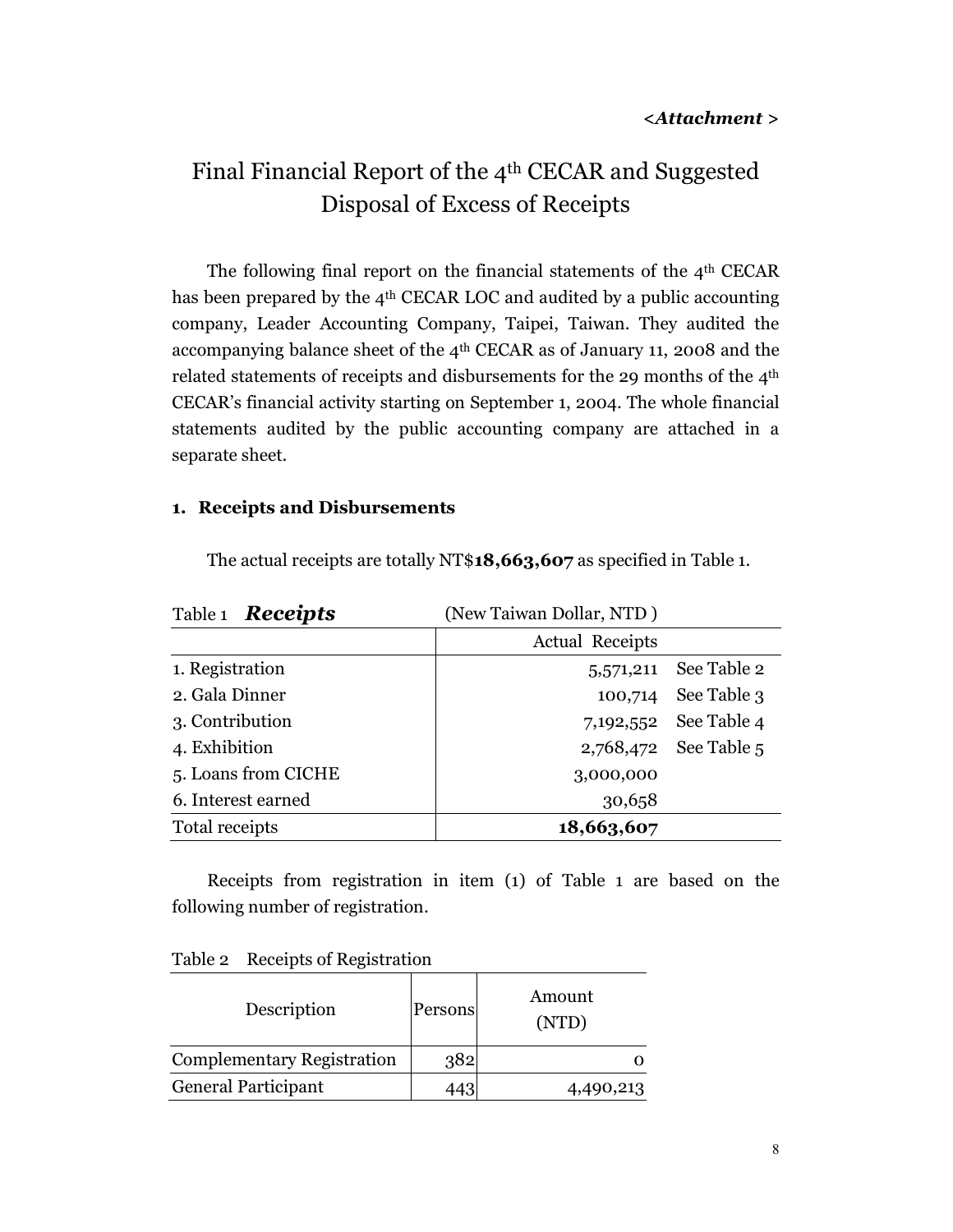*<Attachment >*

# Final Financial Report of the 4th CECAR and Suggested Disposal of Excess of Receipts

The following final report on the financial statements of the 4th CECAR has been prepared by the 4th CECAR LOC and audited by a public accounting company, Leader Accounting Company, Taipei, Taiwan. They audited the accompanying balance sheet of the 4th CECAR as of January 11, 2008 and the related statements of receipts and disbursements for the 29 months of the 4th CECAR's financial activity starting on September 1, 2004. The whole financial statements audited by the public accounting company are attached in a separate sheet.

## 1. Receipts and Disbursements

The actual receipts are totally NT$**18,663,607** as specified in Table 1.

Table 1 ***Receipts*** (New Taiwan Dollar, NTD )

| | Actual Receipts | |
|---|---|---|
| 1. Registration | 5,571,211 | See Table 2 |
| 2. Gala Dinner | 100,714 | See Table 3 |
| 3. Contribution | 7,192,552 | See Table 4 |
| 4. Exhibition | 2,768,472 | See Table 5 |
| 5. Loans from CICHE | 3,000,000 | |
| 6. Interest earned | 30,658 | |
| Total receipts | **18,663,607** | |

Receipts from registration in item (1) of Table 1 are based on the following number of registration.

Table 2 Receipts of Registration

| Description | Persons | Amount (NTD) |
|---|---|---|
| Complementary Registration | 382 | 0 |
| General Participant | 443 | 4,490,213 |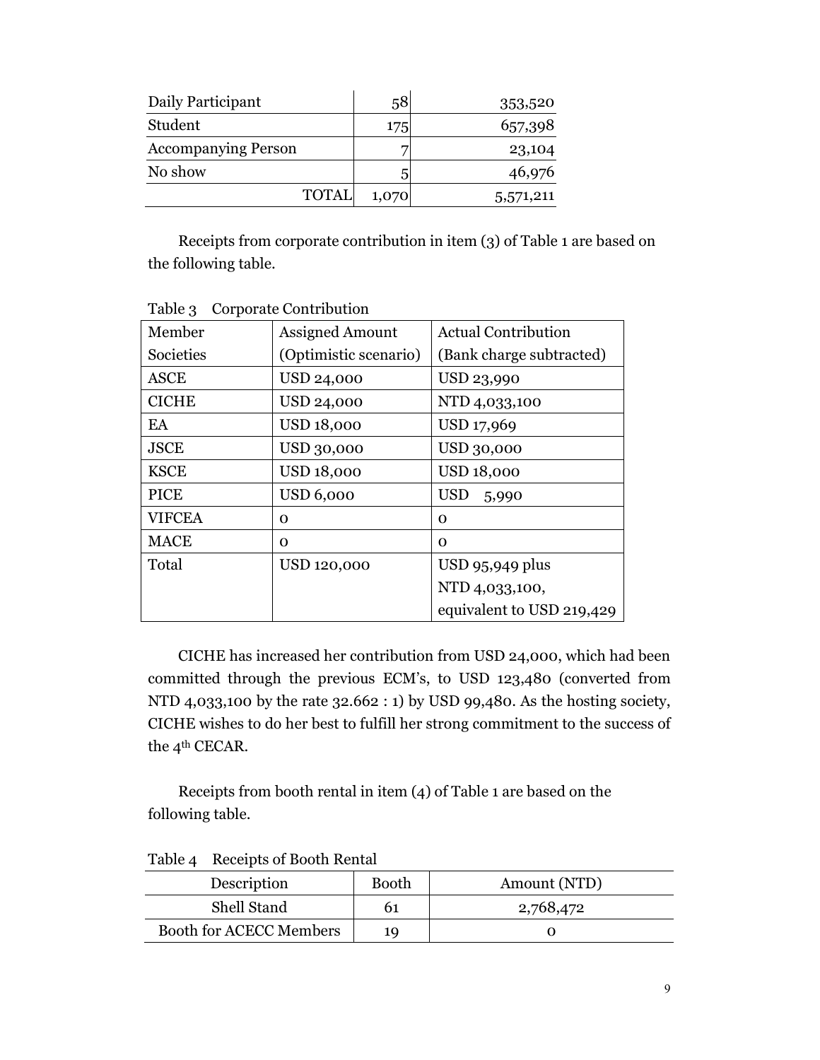| Daily Participant | 58 | 353,520 |
|---|---|---|
| Student | 175 | 657,398 |
| Accompanying Person | 7 | 23,104 |
| No show | 5 | 46,976 |
| TOTAL | 1,070 | 5,571,211 |

Receipts from corporate contribution in item (3) of Table 1 are based on the following table.

Table 3 Corporate Contribution

| Member Societies | Assigned Amount (Optimistic scenario) | Actual Contribution (Bank charge subtracted) |
|---|---|---|
| ASCE | USD 24,000 | USD 23,990 |
| CICHE | USD 24,000 | NTD 4,033,100 |
| EA | USD 18,000 | USD 17,969 |
| JSCE | USD 30,000 | USD 30,000 |
| KSCE | USD 18,000 | USD 18,000 |
| PICE | USD 6,000 | USD 5,990 |
| VIFCEA | 0 | 0 |
| MACE | 0 | 0 |
| Total | USD 120,000 | USD 95,949 plus NTD 4,033,100, equivalent to USD 219,429 |

CICHE has increased her contribution from USD 24,000, which had been committed through the previous ECM's, to USD 123,480 (converted from NTD 4,033,100 by the rate 32.662 : 1) by USD 99,480. As the hosting society, CICHE wishes to do her best to fulfill her strong commitment to the success of the 4th CECAR.

Receipts from booth rental in item (4) of Table 1 are based on the following table.

Table 4 Receipts of Booth Rental

| Description | Booth | Amount (NTD) |
|---|---|---|
| Shell Stand | 61 | 2,768,472 |
| Booth for ACECC Members | 19 | 0 |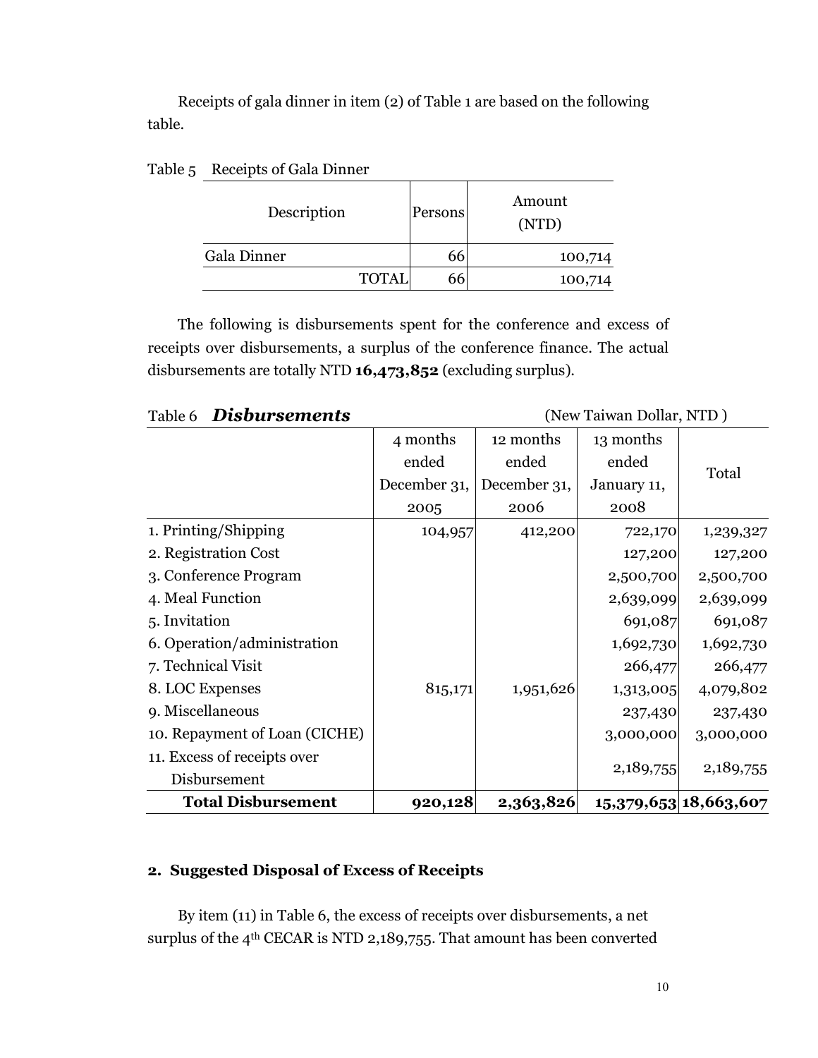Receipts of gala dinner in item (2) of Table 1 are based on the following table.

Table 5 Receipts of Gala Dinner

| Description | Persons | Amount (NTD) |
|---|---|---|
| Gala Dinner | 66 | 100,714 |
| TOTAL | 66 | 100,714 |

The following is disbursements spent for the conference and excess of receipts over disbursements, a surplus of the conference finance. The actual disbursements are totally NTD **16,473,852** (excluding surplus).

Table 6 ***Disbursements*** (New Taiwan Dollar, NTD )

| | 4 months ended December 31, 2005 | 12 months ended December 31, 2006 | 13 months ended January 11, 2008 | Total |
|---|---|---|---|---|
| 1. Printing/Shipping | 104,957 | 412,200 | 722,170 | 1,239,327 |
| 2. Registration Cost | | | 127,200 | 127,200 |
| 3. Conference Program | | | 2,500,700 | 2,500,700 |
| 4. Meal Function | | | 2,639,099 | 2,639,099 |
| 5. Invitation | | | 691,087 | 691,087 |
| 6. Operation/administration | | | 1,692,730 | 1,692,730 |
| 7. Technical Visit | | | 266,477 | 266,477 |
| 8. LOC Expenses | 815,171 | 1,951,626 | 1,313,005 | 4,079,802 |
| 9. Miscellaneous | | | 237,430 | 237,430 |
| 10. Repayment of Loan (CICHE) | | | 3,000,000 | 3,000,000 |
| 11. Excess of receipts over Disbursement | | | 2,189,755 | 2,189,755 |
| **Total Disbursement** | **920,128** | **2,363,826** | **15,379,653** | **18,663,607** |

## 2. Suggested Disposal of Excess of Receipts

By item (11) in Table 6, the excess of receipts over disbursements, a net surplus of the 4th CECAR is NTD 2,189,755. That amount has been converted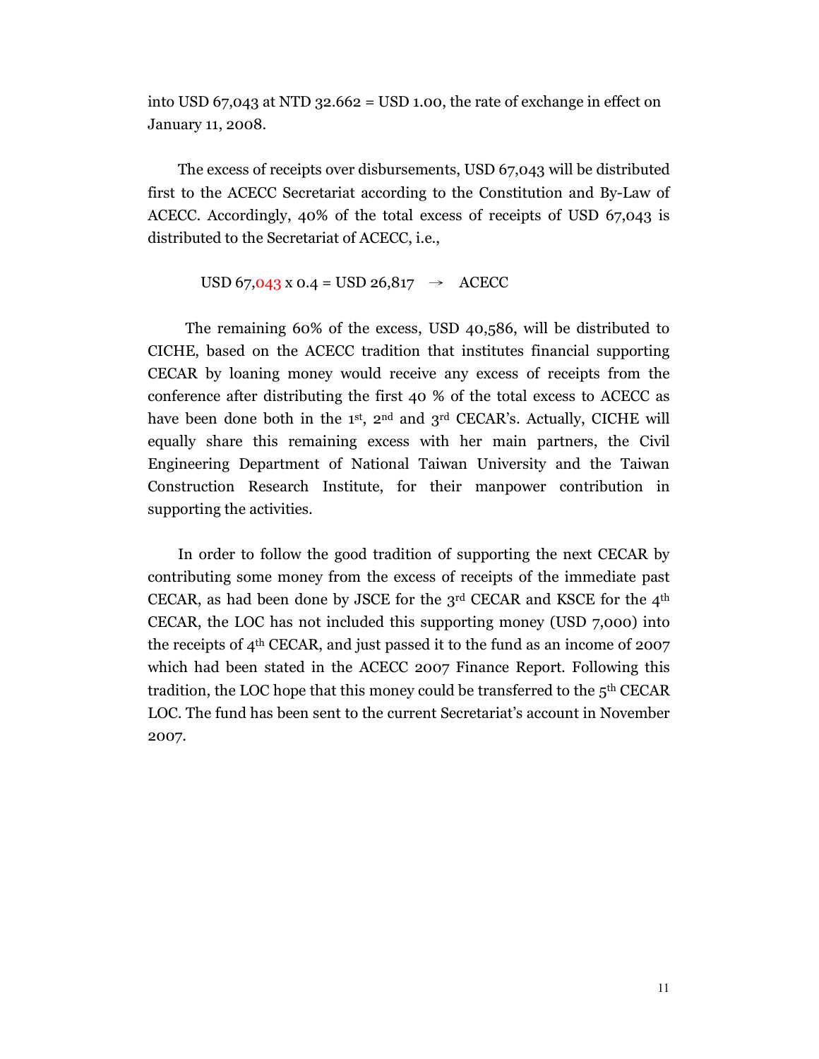into USD 67,043 at NTD 32.662 = USD 1.00, the rate of exchange in effect on January 11, 2008.

The excess of receipts over disbursements, USD 67,043 will be distributed first to the ACECC Secretariat according to the Constitution and By-Law of ACECC. Accordingly, 40% of the total excess of receipts of USD 67,043 is distributed to the Secretariat of ACECC, i.e.,

USD 67,043 x 0.4 = USD 26,817 → ACECC

The remaining 60% of the excess, USD 40,586, will be distributed to CICHE, based on the ACECC tradition that institutes financial supporting CECAR by loaning money would receive any excess of receipts from the conference after distributing the first 40 % of the total excess to ACECC as have been done both in the 1st, 2nd and 3rd CECAR's. Actually, CICHE will equally share this remaining excess with her main partners, the Civil Engineering Department of National Taiwan University and the Taiwan Construction Research Institute, for their manpower contribution in supporting the activities.

In order to follow the good tradition of supporting the next CECAR by contributing some money from the excess of receipts of the immediate past CECAR, as had been done by JSCE for the 3rd CECAR and KSCE for the 4th CECAR, the LOC has not included this supporting money (USD 7,000) into the receipts of 4th CECAR, and just passed it to the fund as an income of 2007 which had been stated in the ACECC 2007 Finance Report. Following this tradition, the LOC hope that this money could be transferred to the 5th CECAR LOC. The fund has been sent to the current Secretariat's account in November 2007.